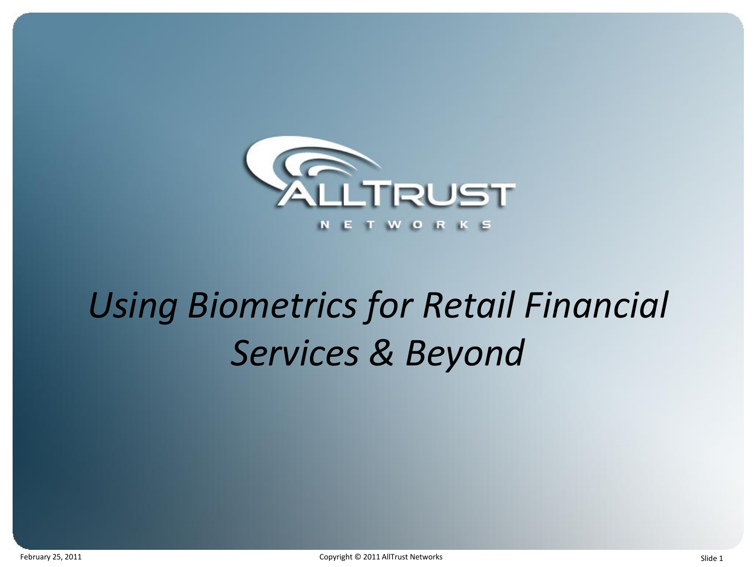ALLTRUST

NETWORKS

# *Using Biometrics for Retail Financial Services & Beyond*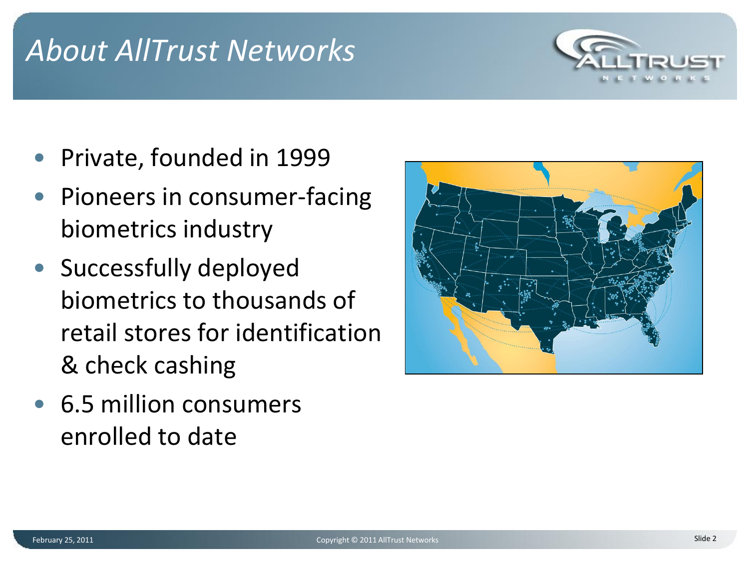# About AllTrust Networks

- Private, founded in 1999
- Pioneers in consumer-facing biometrics industry
- Successfully deployed biometrics to thousands of retail stores for identification & check cashing
- 6.5 million consumers enrolled to date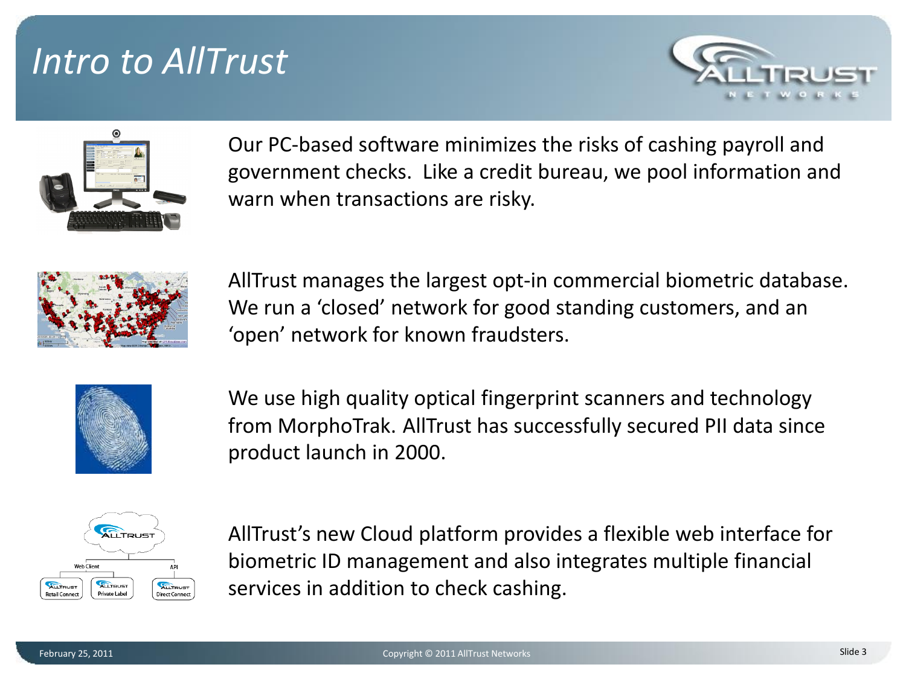# Intro to AllTrust

Our PC-based software minimizes the risks of cashing payroll and government checks. Like a credit bureau, we pool information and warn when transactions are risky.

AllTrust manages the largest opt-in commercial biometric database. We run a 'closed' network for good standing customers, and an 'open' network for known fraudsters.

We use high quality optical fingerprint scanners and technology from MorphoTrak. AllTrust has successfully secured PII data since product launch in 2000.

AllTrust's new Cloud platform provides a flexible web interface for biometric ID management and also integrates multiple financial services in addition to check cashing.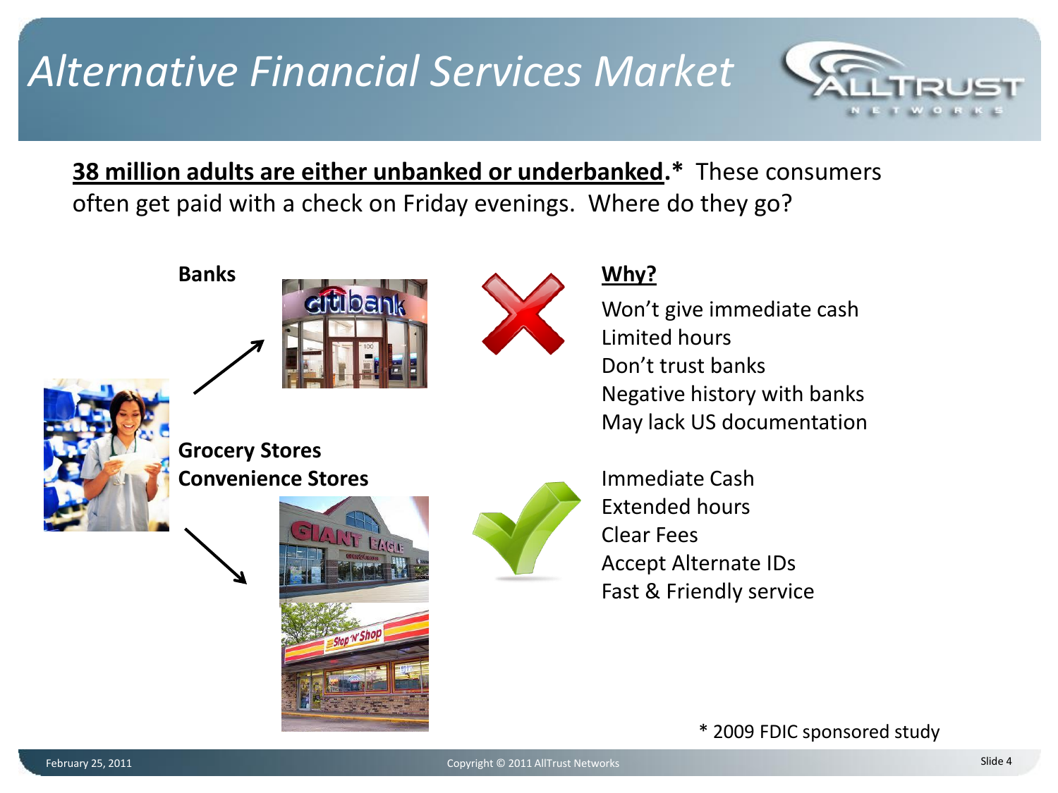# Alternative Financial Services Market

**38 million adults are either unbanked or underbanked.*** These consumers often get paid with a check on Friday evenings. Where do they go?

**Banks**

**Why?**

Won't give immediate cash
Limited hours
Don't trust banks
Negative history with banks
May lack US documentation

**Grocery Stores**
**Convenience Stores**

Immediate Cash
Extended hours
Clear Fees
Accept Alternate IDs
Fast & Friendly service

* 2009 FDIC sponsored study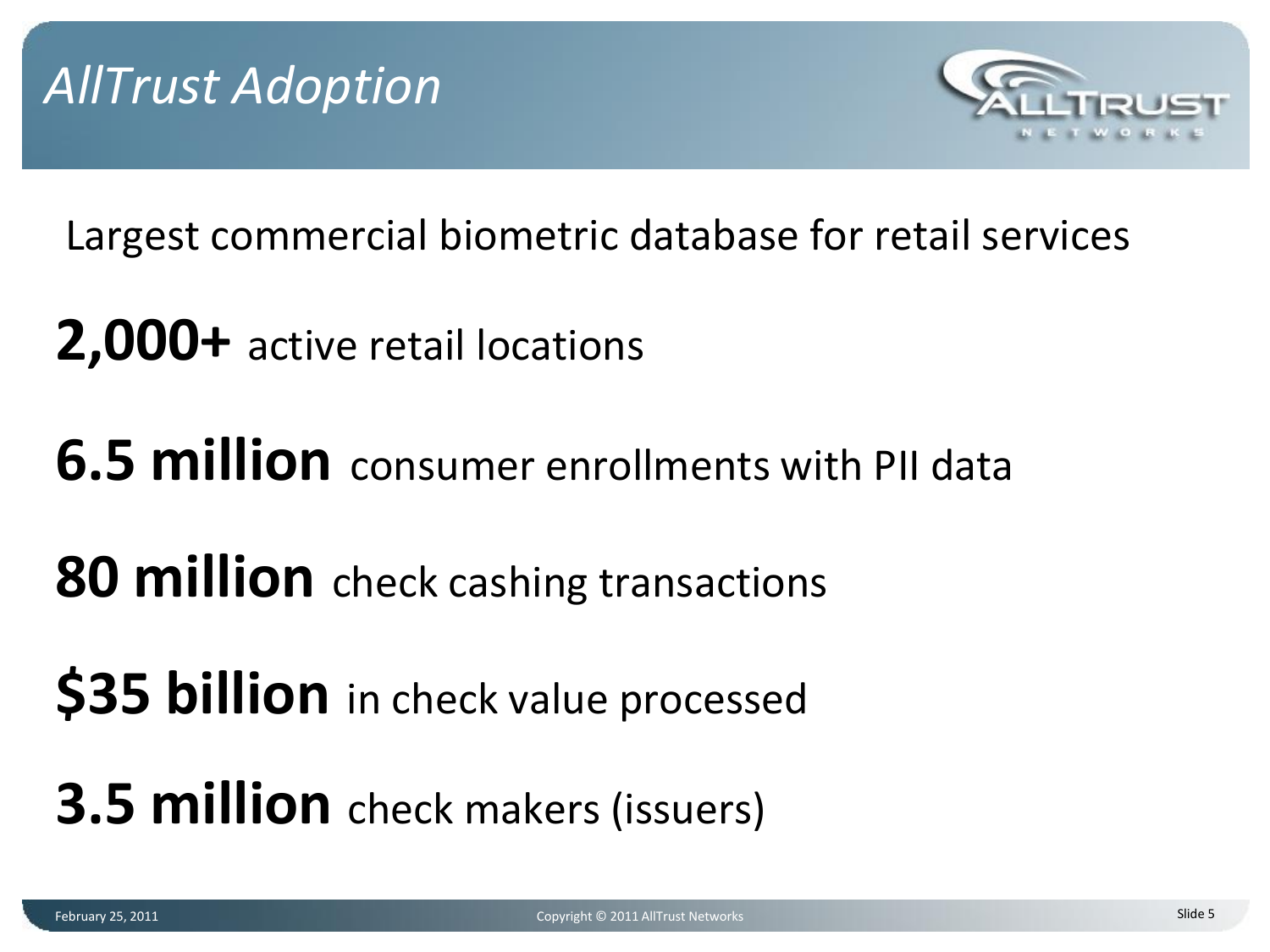# *AllTrust Adoption*

Largest commercial biometric database for retail services

**2,000+** active retail locations

**6.5 million** consumer enrollments with PII data

**80 million** check cashing transactions

**$35 billion** in check value processed

**3.5 million** check makers (issuers)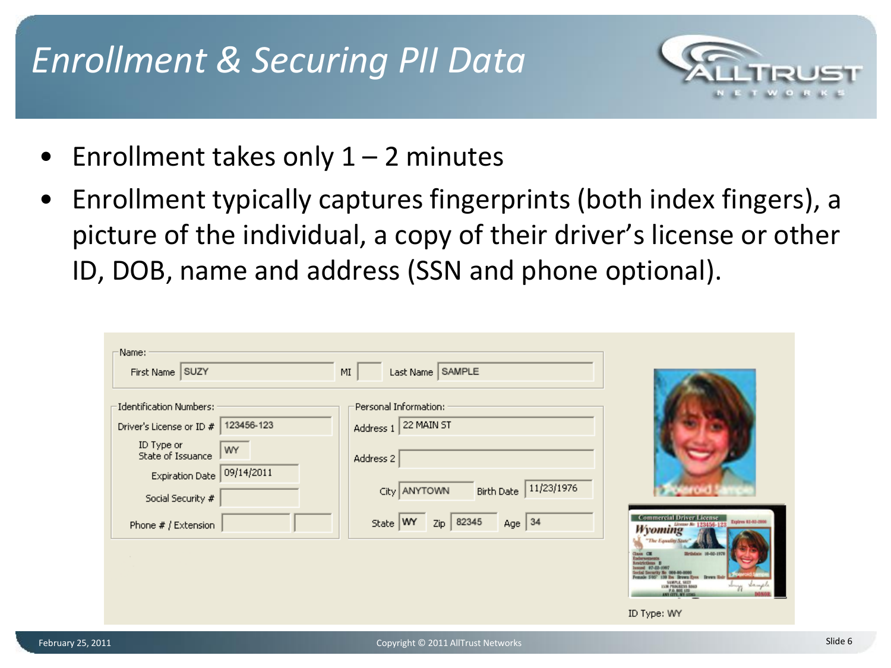# Enrollment & Securing PII Data

- Enrollment takes only 1 – 2 minutes
- Enrollment typically captures fingerprints (both index fingers), a picture of the individual, a copy of their driver's license or other ID, DOB, name and address (SSN and phone optional).

Name:

First Name: SUZY | MI: | Last Name: SAMPLE

Identification Numbers:

- Driver's License or ID #: 123456-123
- ID Type or State of Issuance: WY
- Expiration Date: 09/14/2011
- Social Security #:
- Phone # / Extension:

Personal Information:

- Address 1: 22 MAIN ST
- Address 2:
- City: ANYTOWN
- Birth Date: 11/23/1976
- State: WY
- Zip: 82345
- Age: 34

ID Type: WY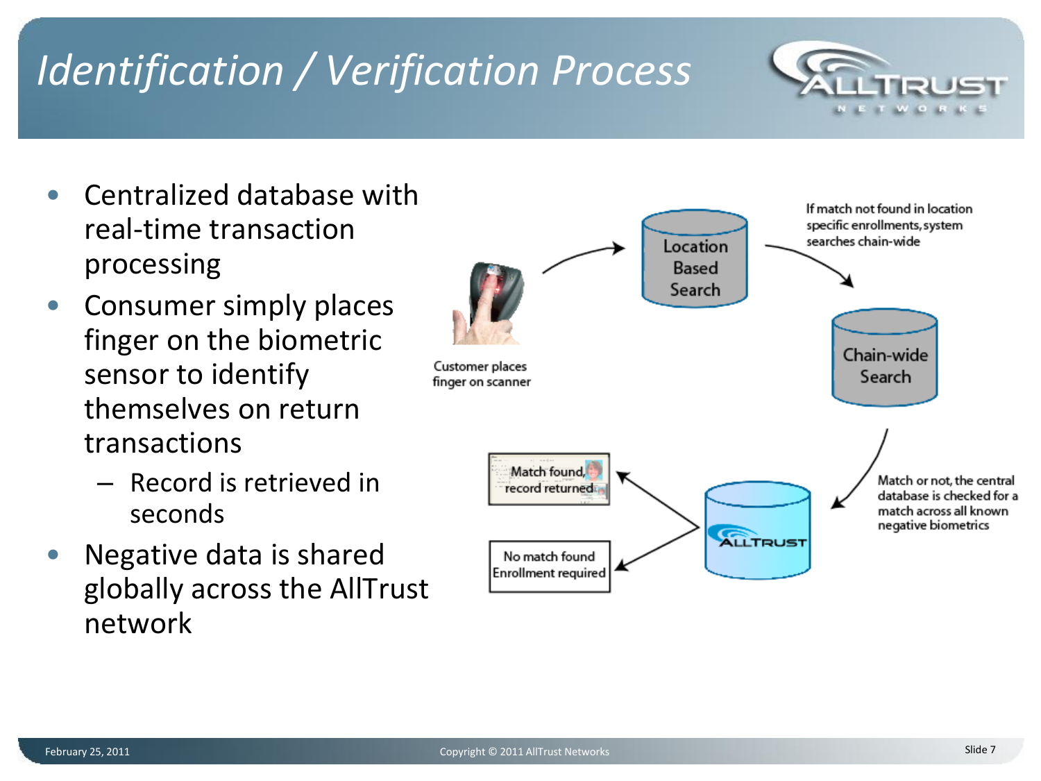# Identification / Verification Process

- Centralized database with real-time transaction processing
- Consumer simply places finger on the biometric sensor to identify themselves on return transactions
  - Record is retrieved in seconds
- Negative data is shared globally across the AllTrust network

Customer places finger on scanner

Location Based Search

If match not found in location specific enrollments, system searches chain-wide

Chain-wide Search

Match or not, the central database is checked for a match across all known negative biometrics

ALLTRUST

Match found, record returned

No match found Enrollment required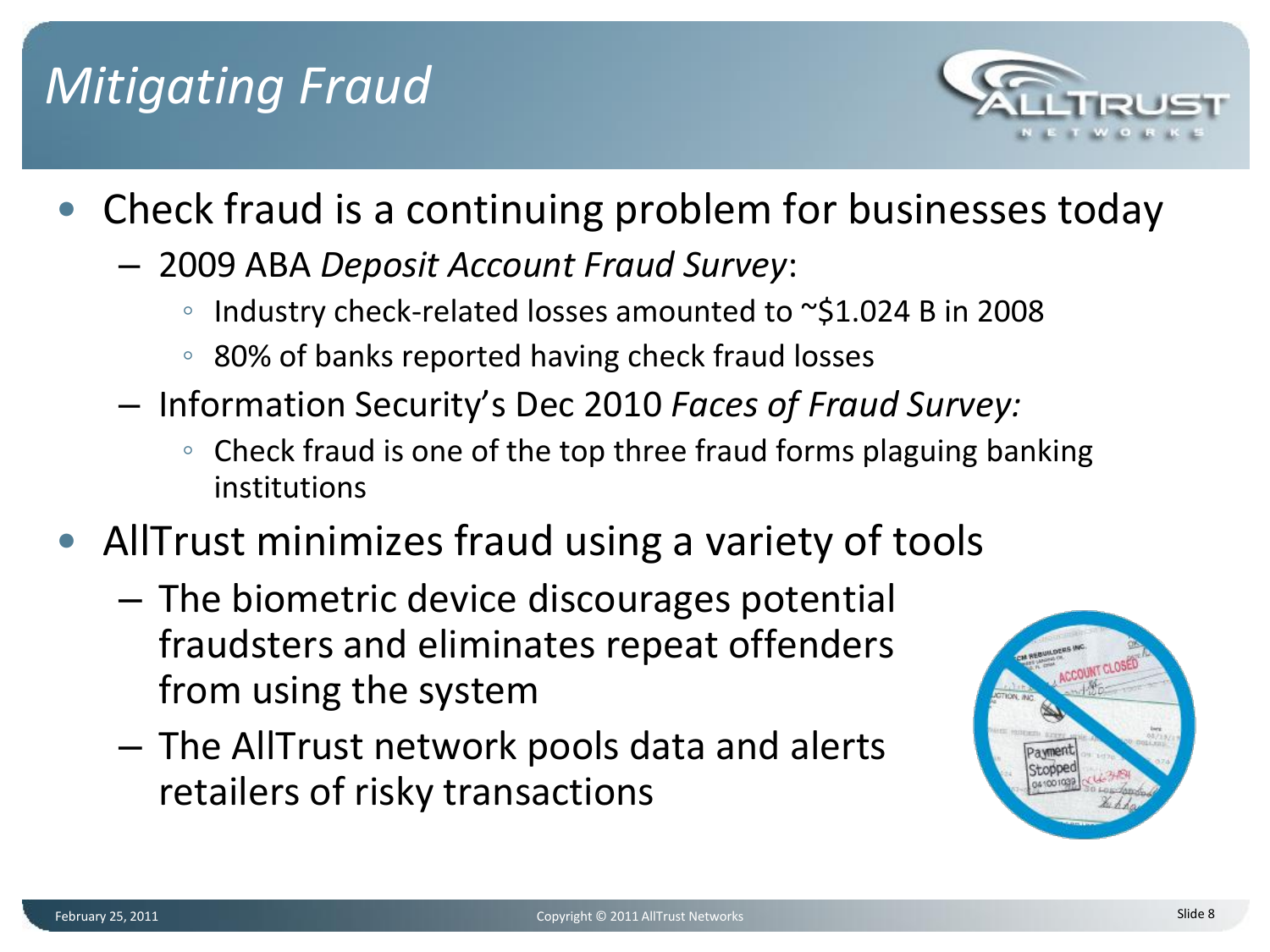# *Mitigating Fraud*

- Check fraud is a continuing problem for businesses today
  - 2009 ABA *Deposit Account Fraud Survey*:
    - Industry check-related losses amounted to ~$1.024 B in 2008
    - 80% of banks reported having check fraud losses
  - Information Security's Dec 2010 *Faces of Fraud Survey:*
    - Check fraud is one of the top three fraud forms plaguing banking institutions
- AllTrust minimizes fraud using a variety of tools
  - The biometric device discourages potential fraudsters and eliminates repeat offenders from using the system
  - The AllTrust network pools data and alerts retailers of risky transactions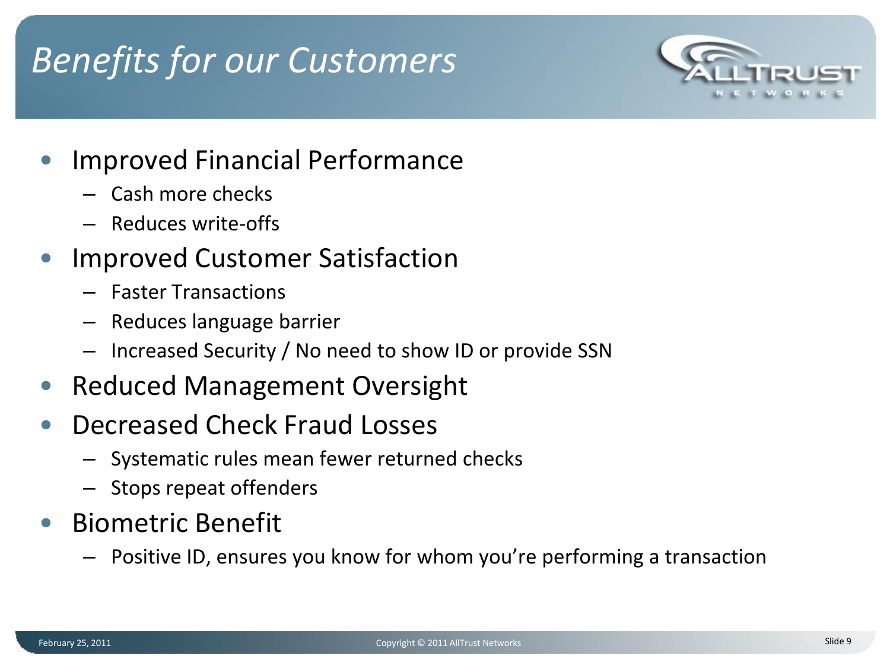# *Benefits for our Customers*

- Improved Financial Performance
  - Cash more checks
  - Reduces write-offs
- Improved Customer Satisfaction
  - Faster Transactions
  - Reduces language barrier
  - Increased Security / No need to show ID or provide SSN
- Reduced Management Oversight
- Decreased Check Fraud Losses
  - Systematic rules mean fewer returned checks
  - Stops repeat offenders
- Biometric Benefit
  - Positive ID, ensures you know for whom you're performing a transaction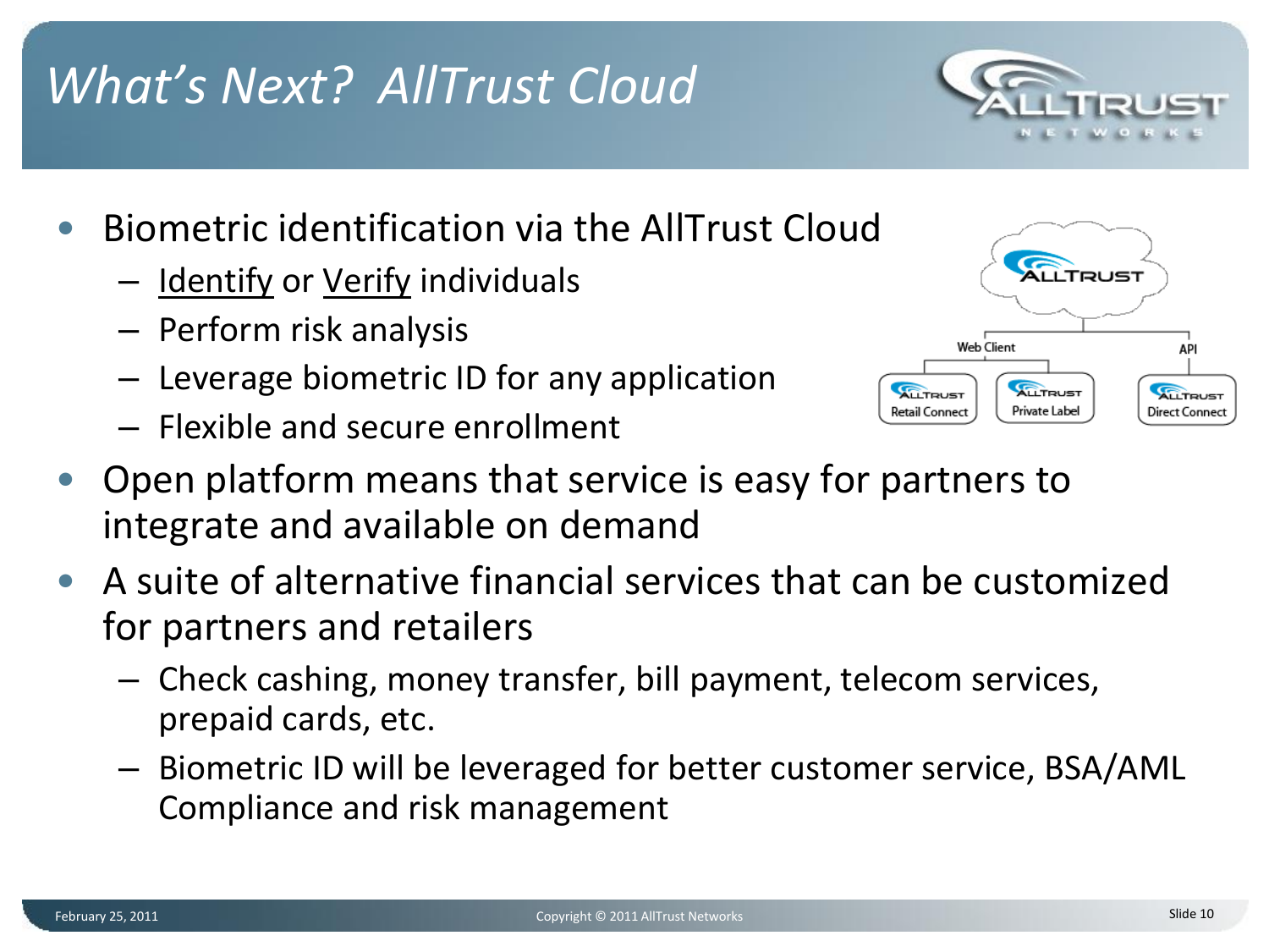# What's Next? AllTrust Cloud

- Biometric identification via the AllTrust Cloud
  - Identify or Verify individuals
  - Perform risk analysis
  - Leverage biometric ID for any application
  - Flexible and secure enrollment
- Open platform means that service is easy for partners to integrate and available on demand
- A suite of alternative financial services that can be customized for partners and retailers
  - Check cashing, money transfer, bill payment, telecom services, prepaid cards, etc.
  - Biometric ID will be leveraged for better customer service, BSA/AML Compliance and risk management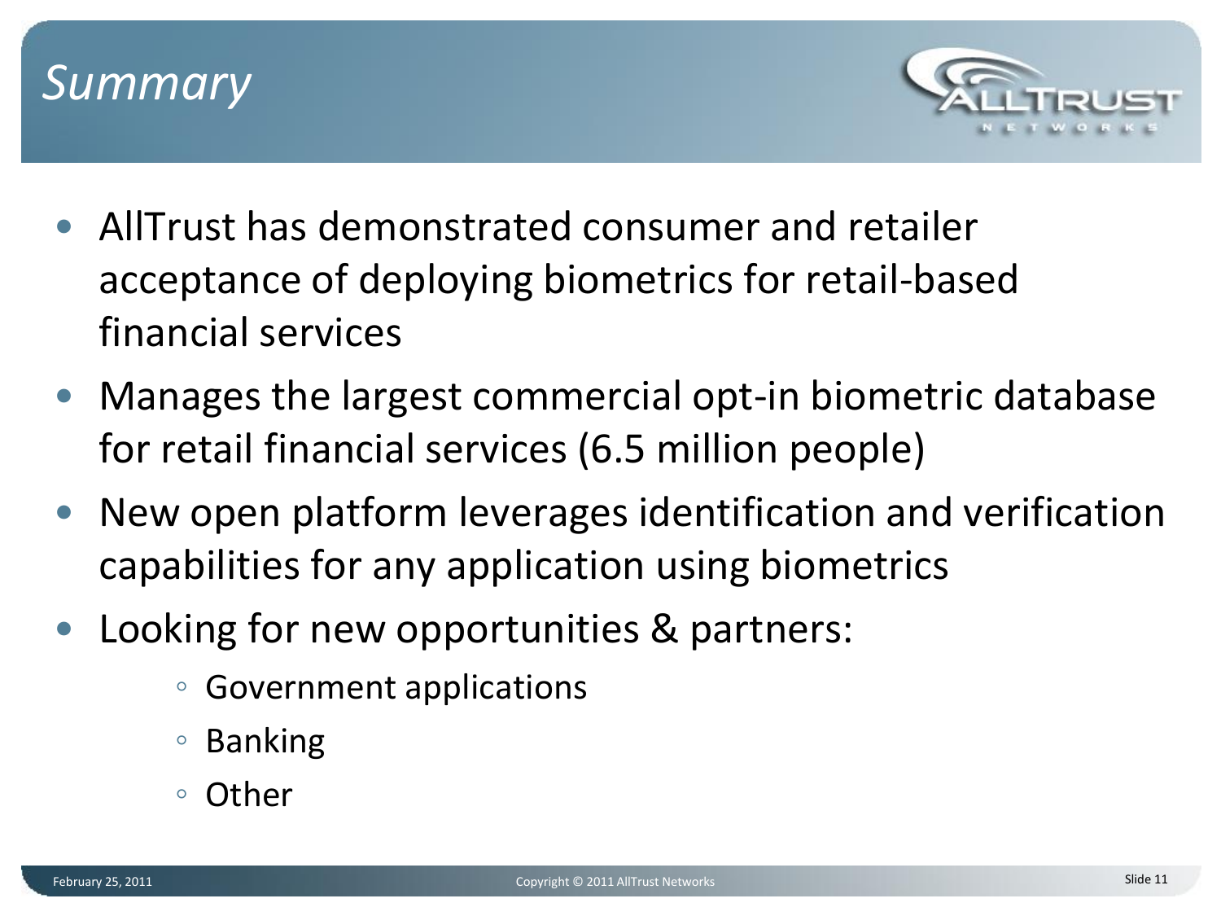# Summary

- AllTrust has demonstrated consumer and retailer acceptance of deploying biometrics for retail-based financial services
- Manages the largest commercial opt-in biometric database for retail financial services (6.5 million people)
- New open platform leverages identification and verification capabilities for any application using biometrics
- Looking for new opportunities & partners:
  - Government applications
  - Banking
  - Other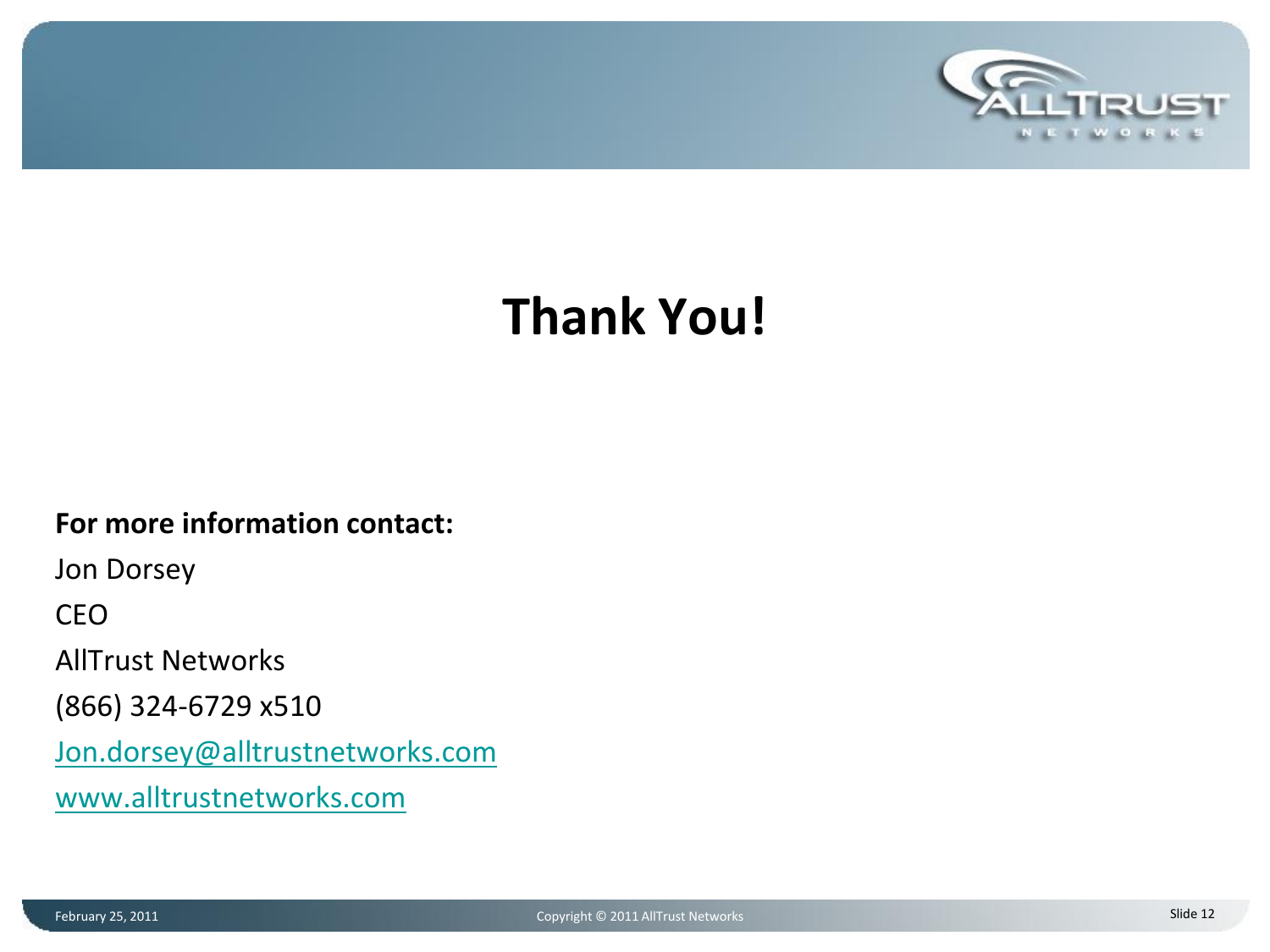# Thank You!

**For more information contact:**

Jon Dorsey

CEO

AllTrust Networks

(866) 324-6729 x510

Jon.dorsey@alltrustnetworks.com

www.alltrustnetworks.com